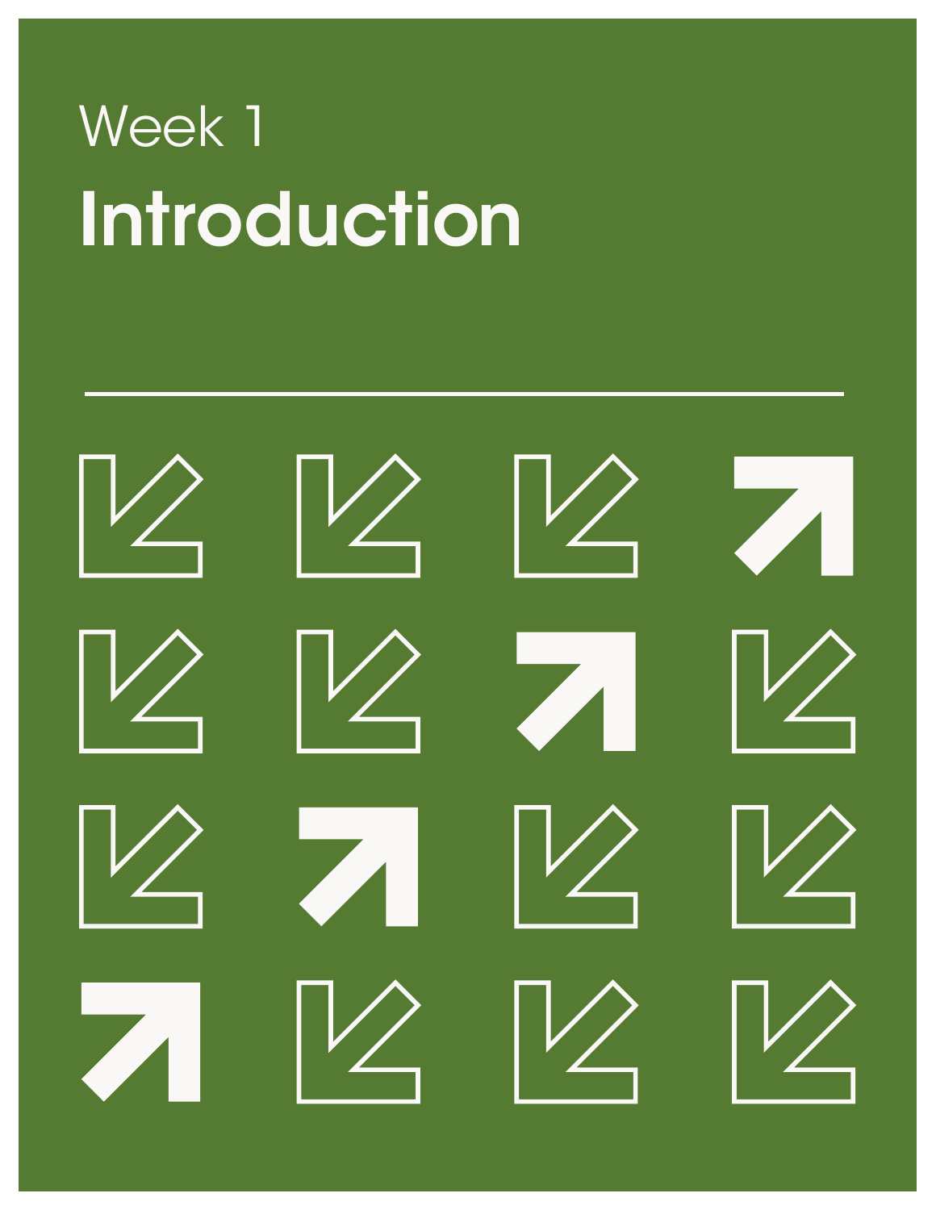Week 1

# Introduction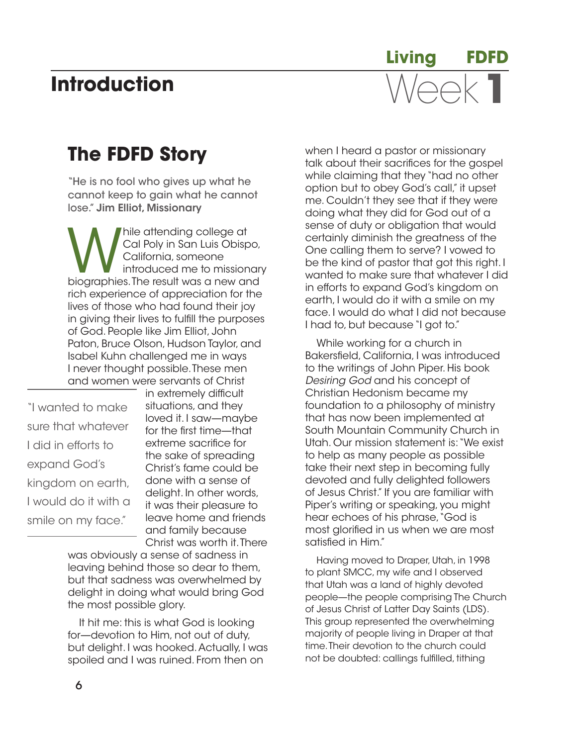# Introduction

## Living FDFD Week 1

## The FDFD Story

"He is no fool who gives up what he cannot keep to gain what he cannot lose." **Jim Elliot, Missionary**

While attending college at Cal Poly in San Luis Obispo, California, someone introduced me to missionary biographies. The result was a new and rich experience of appreciation for the lives of those who had found their joy in giving their lives to fulfill the purposes of God. People like Jim Elliot, John Paton, Bruce Olson, Hudson Taylor, and Isabel Kuhn challenged me in ways I never thought possible. These men and women were servants of Christ in extremely difficult situations, and they loved it. I saw—maybe for the first time—that extreme sacrifice for the sake of spreading Christ's fame could be done with a sense of delight. In other words, it was their pleasure to leave home and friends and family because Christ was worth it. There was obviously a sense of sadness in leaving behind those so dear to them, but that sadness was overwhelmed by delight in doing what would bring God the most possible glory.

> "I wanted to make sure that whatever I did in efforts to expand God's kingdom on earth, I would do it with a smile on my face."

It hit me: this is what God is looking for—devotion to Him, not out of duty, but delight. I was hooked. Actually, I was spoiled and I was ruined. From then on when I heard a pastor or missionary talk about their sacrifices for the gospel while claiming that they "had no other option but to obey God's call," it upset me. Couldn't they see that if they were doing what they did for God out of a sense of duty or obligation that would certainly diminish the greatness of the One calling them to serve? I vowed to be the kind of pastor that got this right. I wanted to make sure that whatever I did in efforts to expand God's kingdom on earth, I would do it with a smile on my face. I would do what I did not because I had to, but because "I got to."

While working for a church in Bakersfield, California, I was introduced to the writings of John Piper. His book *Desiring God* and his concept of Christian Hedonism became my foundation to a philosophy of ministry that has now been implemented at South Mountain Community Church in Utah. Our mission statement is: "We exist to help as many people as possible take their next step in becoming fully devoted and fully delighted followers of Jesus Christ." If you are familiar with Piper's writing or speaking, you might hear echoes of his phrase, "God is most glorified in us when we are most satisfied in Him."

Having moved to Draper, Utah, in 1998 to plant SMCC, my wife and I observed that Utah was a land of highly devoted people—the people comprising The Church of Jesus Christ of Latter Day Saints (LDS). This group represented the overwhelming majority of people living in Draper at that time. Their devotion to the church could not be doubted: callings fulfilled, tithing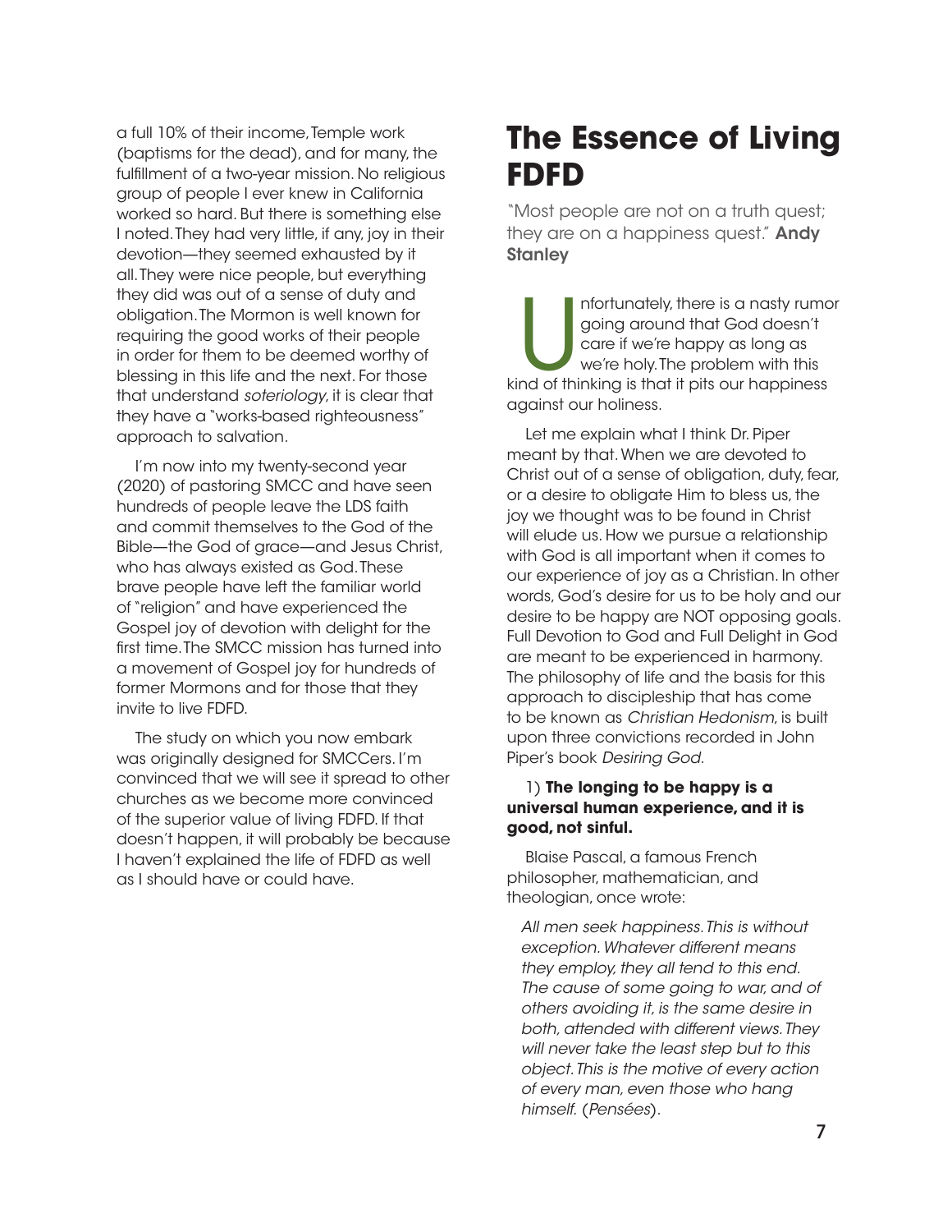a full 10% of their income, Temple work (baptisms for the dead), and for many, the fulfillment of a two-year mission. No religious group of people I ever knew in California worked so hard. But there is something else I noted. They had very little, if any, joy in their devotion—they seemed exhausted by it all. They were nice people, but everything they did was out of a sense of duty and obligation. The Mormon is well known for requiring the good works of their people in order for them to be deemed worthy of blessing in this life and the next. For those that understand *soteriology*, it is clear that they have a "works-based righteousness" approach to salvation.

I'm now into my twenty-second year (2020) of pastoring SMCC and have seen hundreds of people leave the LDS faith and commit themselves to the God of the Bible—the God of grace—and Jesus Christ, who has always existed as God. These brave people have left the familiar world of "religion" and have experienced the Gospel joy of devotion with delight for the first time. The SMCC mission has turned into a movement of Gospel joy for hundreds of former Mormons and for those that they invite to live FDFD.

The study on which you now embark was originally designed for SMCCers. I'm convinced that we will see it spread to other churches as we become more convinced of the superior value of living FDFD. If that doesn't happen, it will probably be because I haven't explained the life of FDFD as well as I should have or could have.

# The Essence of Living FDFD

"Most people are not on a truth quest; they are on a happiness quest." **Andy Stanley**

Unfortunately, there is a nasty rumor going around that God doesn't care if we're happy as long as we're holy. The problem with this kind of thinking is that it pits our happiness against our holiness.

Let me explain what I think Dr. Piper meant by that. When we are devoted to Christ out of a sense of obligation, duty, fear, or a desire to obligate Him to bless us, the joy we thought was to be found in Christ will elude us. How we pursue a relationship with God is all important when it comes to our experience of joy as a Christian. In other words, God's desire for us to be holy and our desire to be happy are NOT opposing goals. Full Devotion to God and Full Delight in God are meant to be experienced in harmony. The philosophy of life and the basis for this approach to discipleship that has come to be known as *Christian Hedonism*, is built upon three convictions recorded in John Piper's book *Desiring God*.

1) **The longing to be happy is a universal human experience, and it is good, not sinful.**

Blaise Pascal, a famous French philosopher, mathematician, and theologian, once wrote:

> *All men seek happiness. This is without exception. Whatever different means they employ, they all tend to this end. The cause of some going to war, and of others avoiding it, is the same desire in both, attended with different views. They will never take the least step but to this object. This is the motive of every action of every man, even those who hang himself.* (*Pensées*).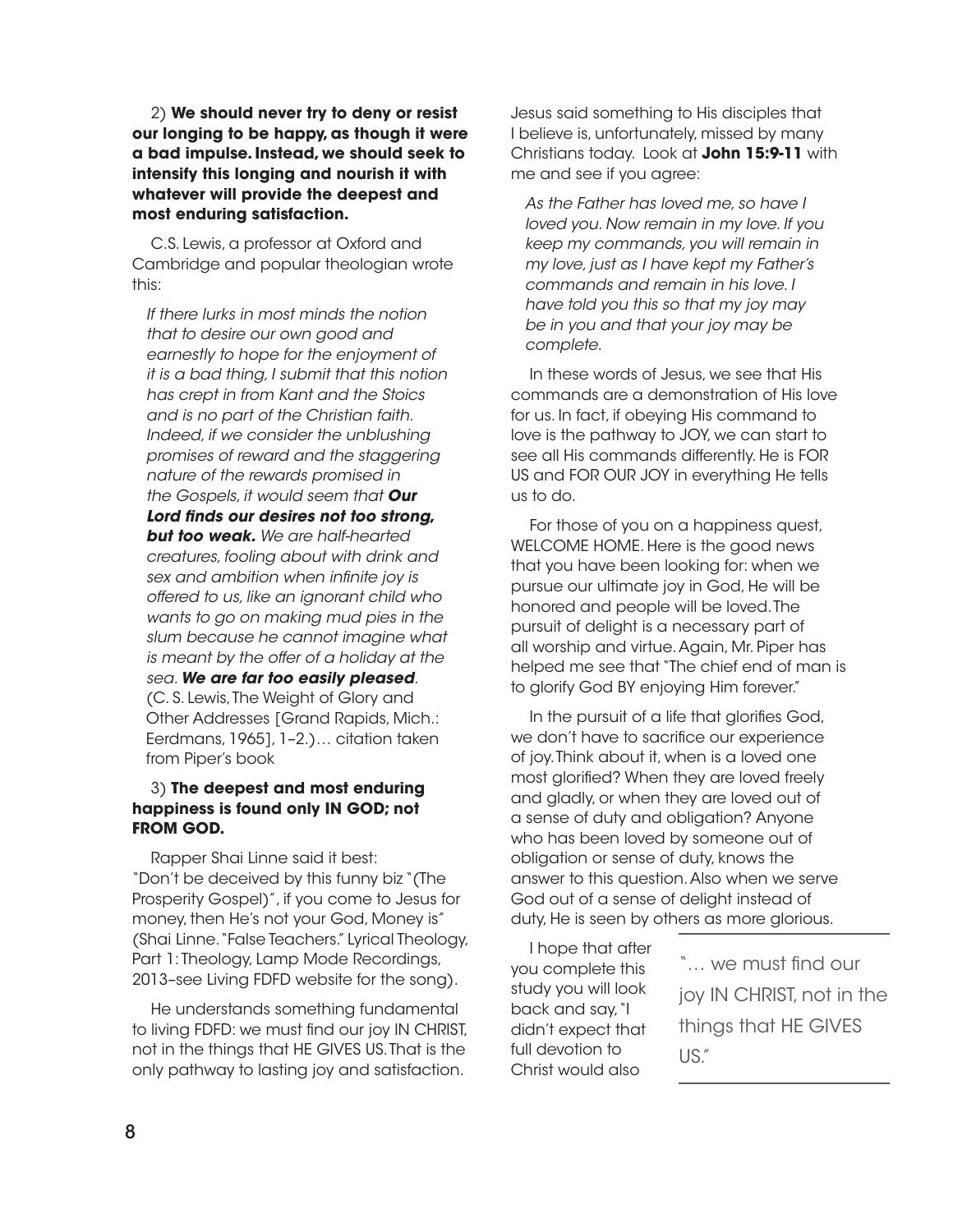2) **We should never try to deny or resist our longing to be happy, as though it were a bad impulse. Instead, we should seek to intensify this longing and nourish it with whatever will provide the deepest and most enduring satisfaction.**

C.S. Lewis, a professor at Oxford and Cambridge and popular theologian wrote this:

> *If there lurks in most minds the notion that to desire our own good and earnestly to hope for the enjoyment of it is a bad thing, I submit that this notion has crept in from Kant and the Stoics and is no part of the Christian faith. Indeed, if we consider the unblushing promises of reward and the staggering nature of the rewards promised in the Gospels, it would seem that* ***Our Lord finds our desires not too strong, but too weak.*** *We are half-hearted creatures, fooling about with drink and sex and ambition when infinite joy is offered to us, like an ignorant child who wants to go on making mud pies in the slum because he cannot imagine what is meant by the offer of a holiday at the sea.* ***We are far too easily pleased****.* (C. S. Lewis, The Weight of Glory and Other Addresses [Grand Rapids, Mich.: Eerdmans, 1965], 1–2.)… citation taken from Piper's book

3) **The deepest and most enduring happiness is found only IN GOD; not FROM GOD.**

Rapper Shai Linne said it best: "Don't be deceived by this funny biz "(The Prosperity Gospel)", if you come to Jesus for money, then He's not your God, Money is" (Shai Linne. "False Teachers." Lyrical Theology, Part 1: Theology, Lamp Mode Recordings, 2013–see Living FDFD website for the song).

He understands something fundamental to living FDFD: we must find our joy IN CHRIST, not in the things that HE GIVES US. That is the only pathway to lasting joy and satisfaction.

Jesus said something to His disciples that I believe is, unfortunately, missed by many Christians today. Look at **John 15:9-11** with me and see if you agree:

> *As the Father has loved me, so have I loved you. Now remain in my love. If you keep my commands, you will remain in my love, just as I have kept my Father's commands and remain in his love. I have told you this so that my joy may be in you and that your joy may be complete.*

In these words of Jesus, we see that His commands are a demonstration of His love for us. In fact, if obeying His command to love is the pathway to JOY, we can start to see all His commands differently. He is FOR US and FOR OUR JOY in everything He tells us to do.

For those of you on a happiness quest, WELCOME HOME. Here is the good news that you have been looking for: when we pursue our ultimate joy in God, He will be honored and people will be loved. The pursuit of delight is a necessary part of all worship and virtue. Again, Mr. Piper has helped me see that "The chief end of man is to glorify God BY enjoying Him forever."

In the pursuit of a life that glorifies God, we don't have to sacrifice our experience of joy. Think about it, when is a loved one most glorified? When they are loved freely and gladly, or when they are loved out of a sense of duty and obligation? Anyone who has been loved by someone out of obligation or sense of duty, knows the answer to this question. Also when we serve God out of a sense of delight instead of duty, He is seen by others as more glorious.

I hope that after you complete this study you will look back and say, "I didn't expect that full devotion to Christ would also

> "… we must find our joy IN CHRIST, not in the things that HE GIVES US."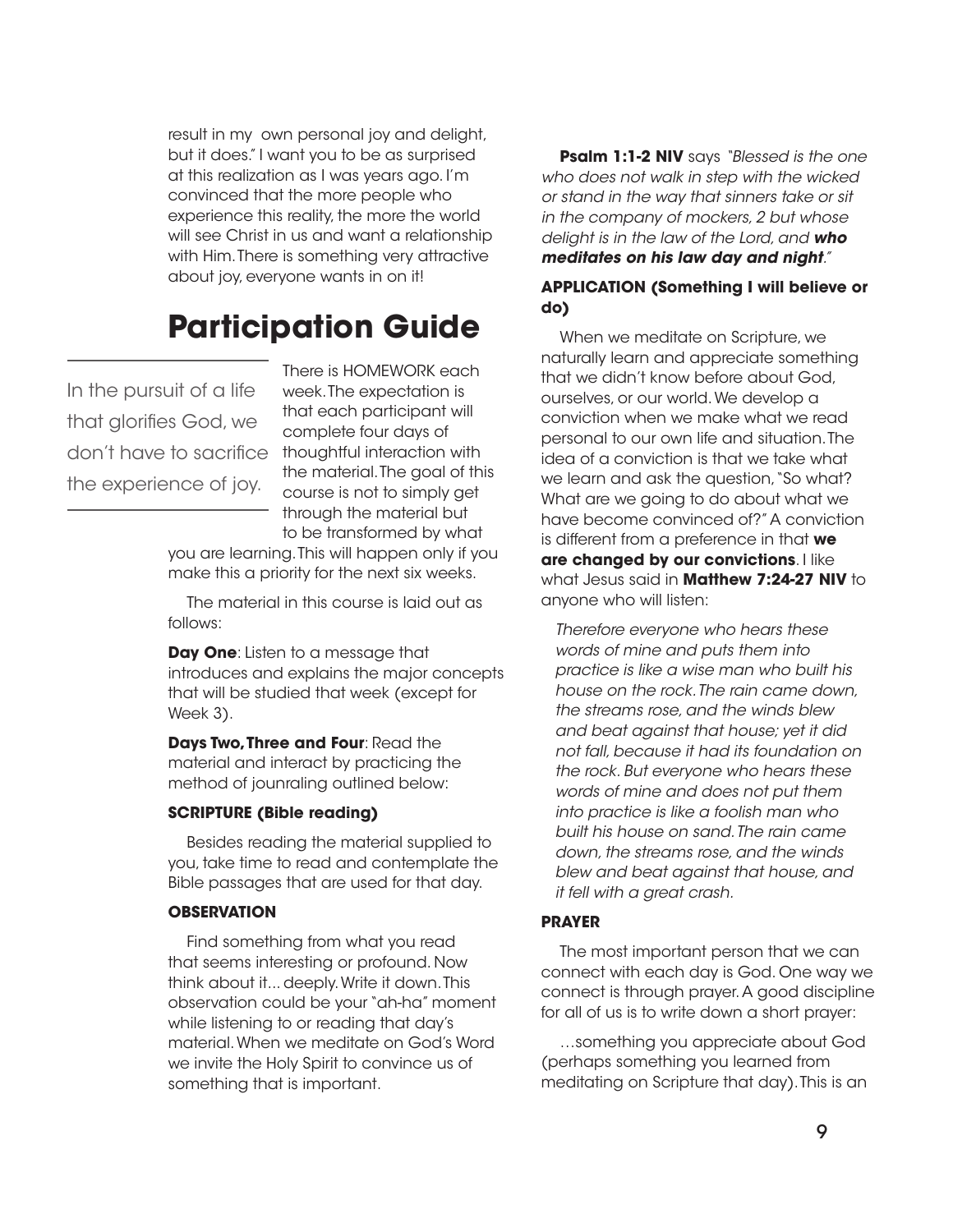result in my own personal joy and delight, but it does." I want you to be as surprised at this realization as I was years ago. I'm convinced that the more people who experience this reality, the more the world will see Christ in us and want a relationship with Him. There is something very attractive about joy, everyone wants in on it!

# Participation Guide

> In the pursuit of a life that glorifies God, we don't have to sacrifice the experience of joy.

There is HOMEWORK each week. The expectation is that each participant will complete four days of thoughtful interaction with the material. The goal of this course is not to simply get through the material but to be transformed by what you are learning. This will happen only if you make this a priority for the next six weeks.

The material in this course is laid out as follows:

**Day One**: Listen to a message that introduces and explains the major concepts that will be studied that week (except for Week 3).

**Days Two, Three and Four**: Read the material and interact by practicing the method of jounraling outlined below:

### SCRIPTURE (Bible reading)

Besides reading the material supplied to you, take time to read and contemplate the Bible passages that are used for that day.

### OBSERVATION

Find something from what you read that seems interesting or profound. Now think about it... deeply. Write it down. This observation could be your "ah-ha" moment while listening to or reading that day's material. When we meditate on God's Word we invite the Holy Spirit to convince us of something that is important.

**Psalm 1:1-2 NIV** says *"Blessed is the one who does not walk in step with the wicked or stand in the way that sinners take or sit in the company of mockers, 2 but whose delight is in the law of the Lord, and* ***who meditates on his law day and night****."*

### APPLICATION (Something I will believe or do)

When we meditate on Scripture, we naturally learn and appreciate something that we didn't know before about God, ourselves, or our world. We develop a conviction when we make what we read personal to our own life and situation. The idea of a conviction is that we take what we learn and ask the question, "So what? What are we going to do about what we have become convinced of?" A conviction is different from a preference in that **we are changed by our convictions**. I like what Jesus said in **Matthew 7:24-27 NIV** to anyone who will listen:

> *Therefore everyone who hears these words of mine and puts them into practice is like a wise man who built his house on the rock. The rain came down, the streams rose, and the winds blew and beat against that house; yet it did not fall, because it had its foundation on the rock. But everyone who hears these words of mine and does not put them into practice is like a foolish man who built his house on sand. The rain came down, the streams rose, and the winds blew and beat against that house, and it fell with a great crash.*

### PRAYER

The most important person that we can connect with each day is God. One way we connect is through prayer. A good discipline for all of us is to write down a short prayer:

…something you appreciate about God (perhaps something you learned from meditating on Scripture that day). This is an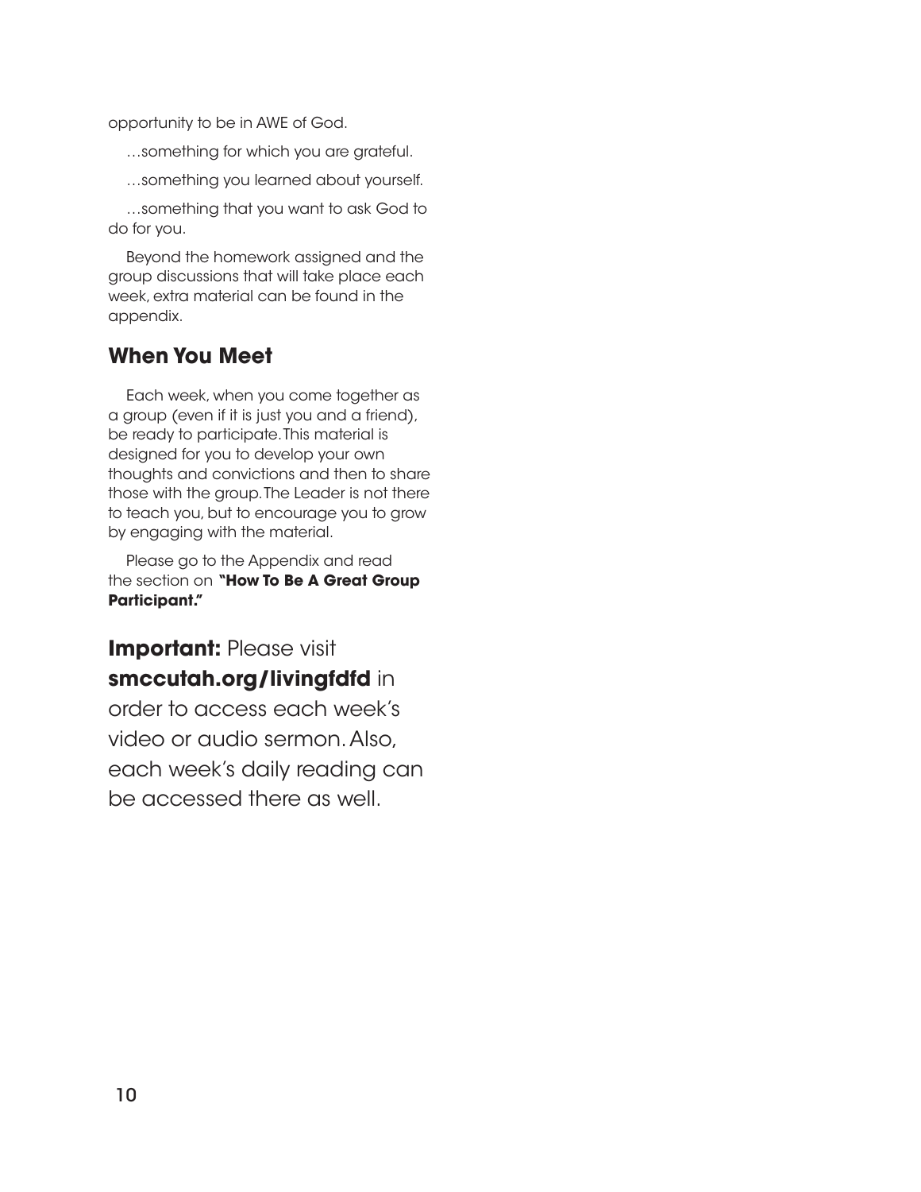opportunity to be in AWE of God.

…something for which you are grateful.

…something you learned about yourself.

…something that you want to ask God to do for you.

Beyond the homework assigned and the group discussions that will take place each week, extra material can be found in the appendix.

## When You Meet

Each week, when you come together as a group (even if it is just you and a friend), be ready to participate. This material is designed for you to develop your own thoughts and convictions and then to share those with the group. The Leader is not there to teach you, but to encourage you to grow by engaging with the material.

Please go to the Appendix and read the section on **"How To Be A Great Group Participant."**

**Important:** Please visit **smccutah.org/livingfdfd** in order to access each week's video or audio sermon. Also, each week's daily reading can be accessed there as well.